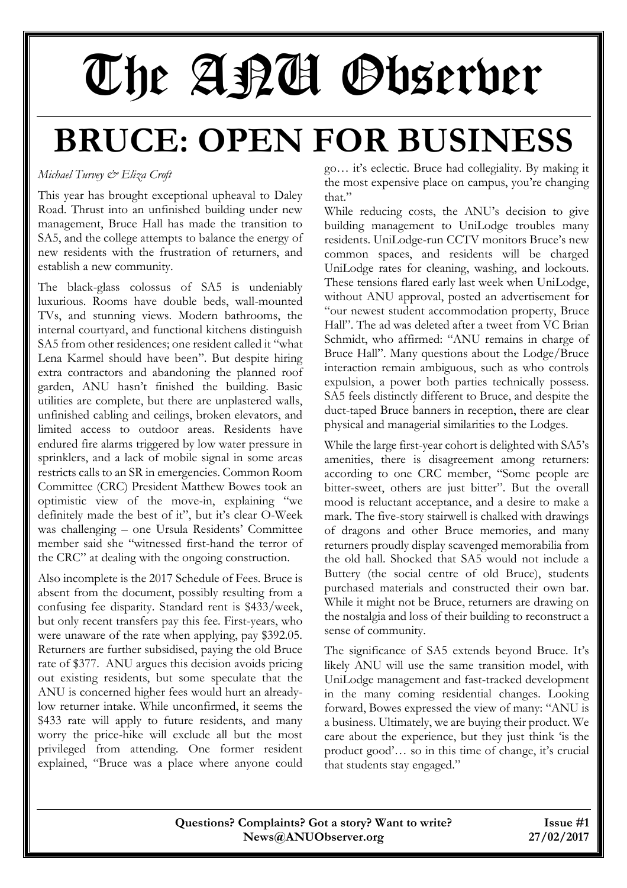# The ANU Observer

# BRUCE: OPEN FOR BUSINESS

*Michael Turvey & Eliza Croft*

This year has brought exceptional upheaval to Daley Road. Thrust into an unfinished building under new management, Bruce Hall has made the transition to SA5, and the college attempts to balance the energy of new residents with the frustration of returners, and establish a new community.

The black-glass colossus of SA5 is undeniably luxurious. Rooms have double beds, wall-mounted TVs, and stunning views. Modern bathrooms, the internal courtyard, and functional kitchens distinguish SA5 from other residences; one resident called it "what Lena Karmel should have been". But despite hiring extra contractors and abandoning the planned roof garden, ANU hasn't finished the building. Basic utilities are complete, but there are unplastered walls, unfinished cabling and ceilings, broken elevators, and limited access to outdoor areas. Residents have endured fire alarms triggered by low water pressure in sprinklers, and a lack of mobile signal in some areas restricts calls to an SR in emergencies. Common Room Committee (CRC) President Matthew Bowes took an optimistic view of the move-in, explaining "we definitely made the best of it", but it's clear O-Week was challenging – one Ursula Residents' Committee member said she "witnessed first-hand the terror of the CRC" at dealing with the ongoing construction.

Also incomplete is the 2017 Schedule of Fees. Bruce is absent from the document, possibly resulting from a confusing fee disparity. Standard rent is $433/week, but only recent transfers pay this fee. First-years, who were unaware of the rate when applying, pay $392.05. Returners are further subsidised, paying the old Bruce rate of $377. ANU argues this decision avoids pricing out existing residents, but some speculate that the ANU is concerned higher fees would hurt an already-low returner intake. While unconfirmed, it seems the $433 rate will apply to future residents, and many worry the price-hike will exclude all but the most privileged from attending. One former resident explained, "Bruce was a place where anyone could go… it's eclectic. Bruce had collegiality. By making it the most expensive place on campus, you're changing that."

While reducing costs, the ANU's decision to give building management to UniLodge troubles many residents. UniLodge-run CCTV monitors Bruce's new common spaces, and residents will be charged UniLodge rates for cleaning, washing, and lockouts. These tensions flared early last week when UniLodge, without ANU approval, posted an advertisement for "our newest student accommodation property, Bruce Hall". The ad was deleted after a tweet from VC Brian Schmidt, who affirmed: "ANU remains in charge of Bruce Hall". Many questions about the Lodge/Bruce interaction remain ambiguous, such as who controls expulsion, a power both parties technically possess. SA5 feels distinctly different to Bruce, and despite the duct-taped Bruce banners in reception, there are clear physical and managerial similarities to the Lodges.

While the large first-year cohort is delighted with SA5's amenities, there is disagreement among returners: according to one CRC member, "Some people are bitter-sweet, others are just bitter". But the overall mood is reluctant acceptance, and a desire to make a mark. The five-story stairwell is chalked with drawings of dragons and other Bruce memories, and many returners proudly display scavenged memorabilia from the old hall. Shocked that SA5 would not include a Buttery (the social centre of old Bruce), students purchased materials and constructed their own bar. While it might not be Bruce, returners are drawing on the nostalgia and loss of their building to reconstruct a sense of community.

The significance of SA5 extends beyond Bruce. It's likely ANU will use the same transition model, with UniLodge management and fast-tracked development in the many coming residential changes. Looking forward, Bowes expressed the view of many: "ANU is a business. Ultimately, we are buying their product. We care about the experience, but they just think 'is the product good'… so in this time of change, it's crucial that students stay engaged."

**Questions? Complaints? Got a story? Want to write?**
**News@ANUObserver.org**

**Issue #1**
**27/02/2017**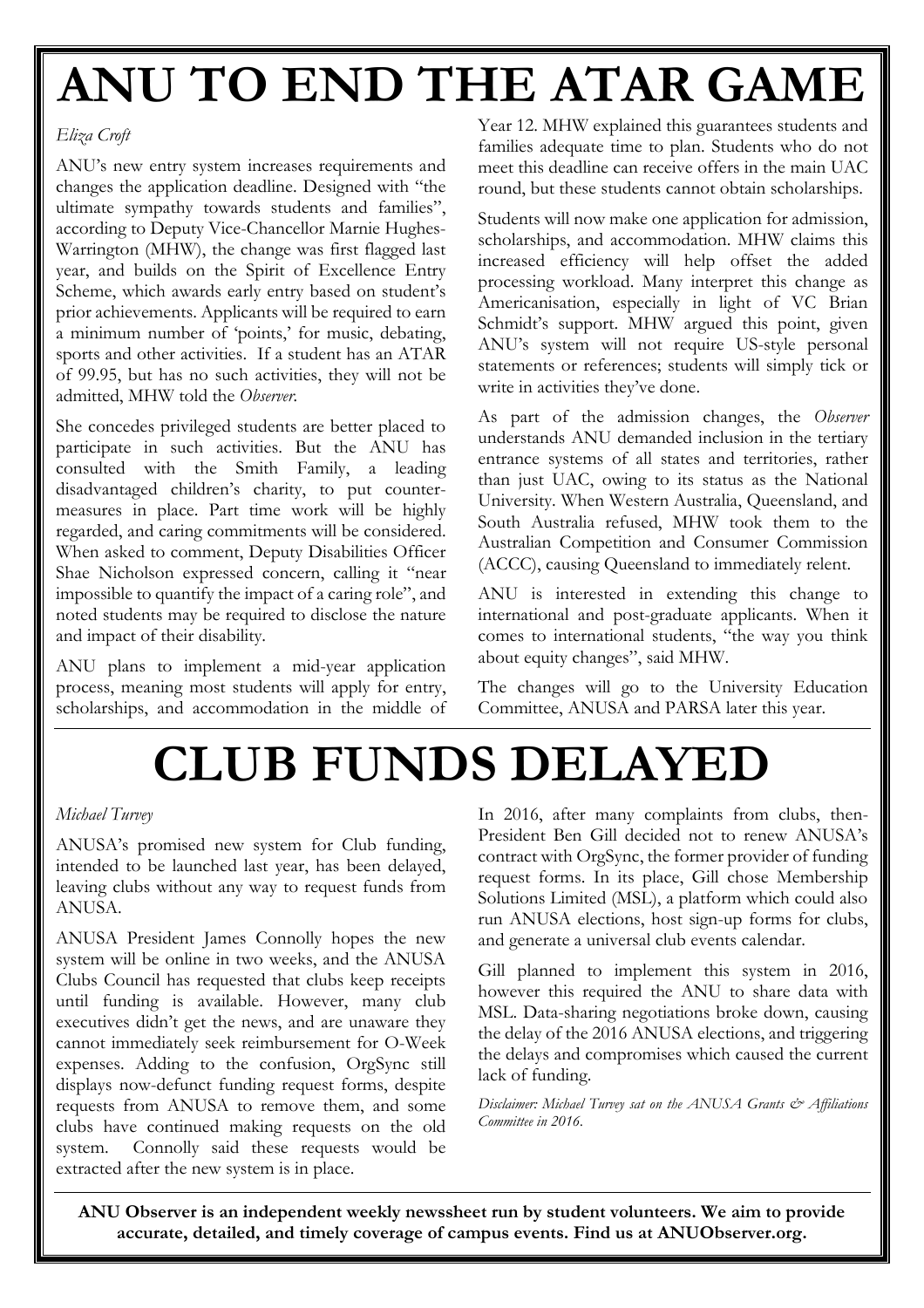# ANU TO END THE ATAR GAME

*Eliza Croft*

ANU's new entry system increases requirements and changes the application deadline. Designed with "the ultimate sympathy towards students and families", according to Deputy Vice-Chancellor Marnie Hughes-Warrington (MHW), the change was first flagged last year, and builds on the Spirit of Excellence Entry Scheme, which awards early entry based on student's prior achievements. Applicants will be required to earn a minimum number of 'points,' for music, debating, sports and other activities. If a student has an ATAR of 99.95, but has no such activities, they will not be admitted, MHW told the *Observer*.

She concedes privileged students are better placed to participate in such activities. But the ANU has consulted with the Smith Family, a leading disadvantaged children's charity, to put counter-measures in place. Part time work will be highly regarded, and caring commitments will be considered. When asked to comment, Deputy Disabilities Officer Shae Nicholson expressed concern, calling it "near impossible to quantify the impact of a caring role", and noted students may be required to disclose the nature and impact of their disability.

ANU plans to implement a mid-year application process, meaning most students will apply for entry, scholarships, and accommodation in the middle of Year 12. MHW explained this guarantees students and families adequate time to plan. Students who do not meet this deadline can receive offers in the main UAC round, but these students cannot obtain scholarships.

Students will now make one application for admission, scholarships, and accommodation. MHW claims this increased efficiency will help offset the added processing workload. Many interpret this change as Americanisation, especially in light of VC Brian Schmidt's support. MHW argued this point, given ANU's system will not require US-style personal statements or references; students will simply tick or write in activities they've done.

As part of the admission changes, the *Observer* understands ANU demanded inclusion in the tertiary entrance systems of all states and territories, rather than just UAC, owing to its status as the National University. When Western Australia, Queensland, and South Australia refused, MHW took them to the Australian Competition and Consumer Commission (ACCC), causing Queensland to immediately relent.

ANU is interested in extending this change to international and post-graduate applicants. When it comes to international students, "the way you think about equity changes", said MHW.

The changes will go to the University Education Committee, ANUSA and PARSA later this year.

# CLUB FUNDS DELAYED

*Michael Turvey*

ANUSA's promised new system for Club funding, intended to be launched last year, has been delayed, leaving clubs without any way to request funds from ANUSA.

ANUSA President James Connolly hopes the new system will be online in two weeks, and the ANUSA Clubs Council has requested that clubs keep receipts until funding is available. However, many club executives didn't get the news, and are unaware they cannot immediately seek reimbursement for O-Week expenses. Adding to the confusion, OrgSync still displays now-defunct funding request forms, despite requests from ANUSA to remove them, and some clubs have continued making requests on the old system. Connolly said these requests would be extracted after the new system is in place.

In 2016, after many complaints from clubs, then-President Ben Gill decided not to renew ANUSA's contract with OrgSync, the former provider of funding request forms. In its place, Gill chose Membership Solutions Limited (MSL), a platform which could also run ANUSA elections, host sign-up forms for clubs, and generate a universal club events calendar.

Gill planned to implement this system in 2016, however this required the ANU to share data with MSL. Data-sharing negotiations broke down, causing the delay of the 2016 ANUSA elections, and triggering the delays and compromises which caused the current lack of funding.

*Disclaimer: Michael Turvey sat on the ANUSA Grants & Affiliations Committee in 2016.*

**ANU Observer is an independent weekly newssheet run by student volunteers. We aim to provide accurate, detailed, and timely coverage of campus events. Find us at ANUObserver.org.**